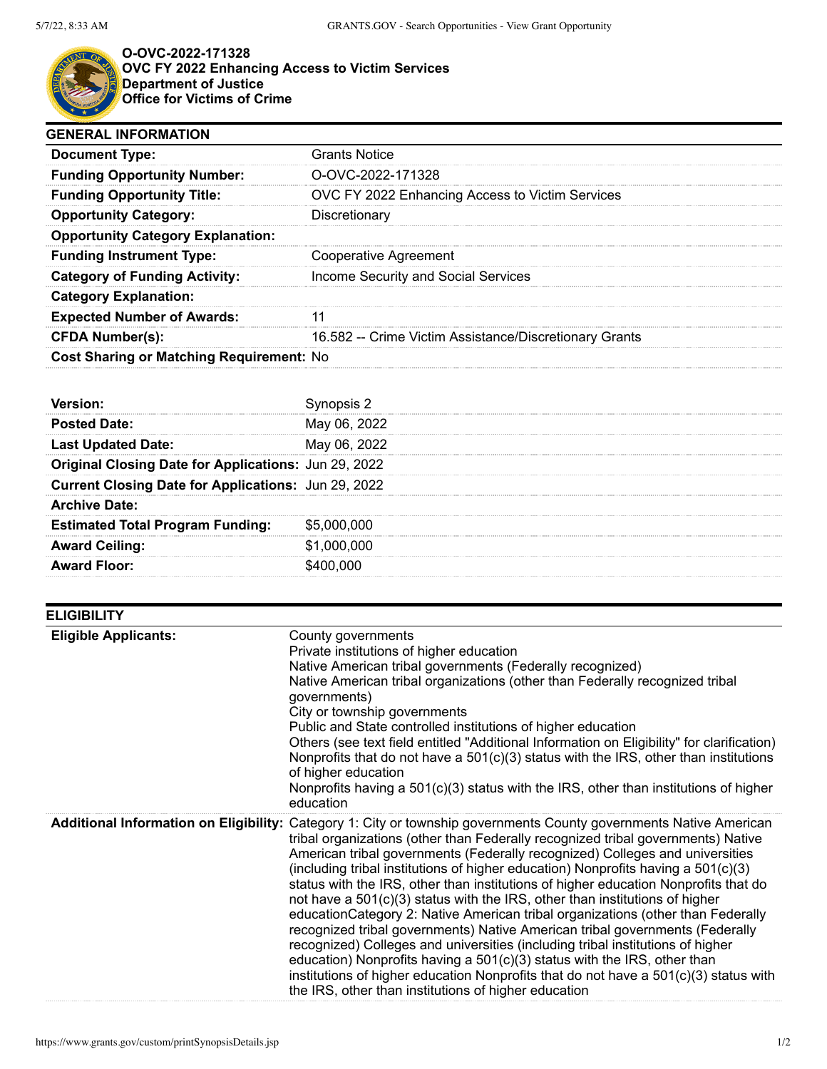**O-OVC-2022-171328**
**OVC FY 2022 Enhancing Access to Victim Services**
**Department of Justice**
**Office for Victims of Crime**

## GENERAL INFORMATION

| | |
|---|---|
| **Document Type:** | Grants Notice |
| **Funding Opportunity Number:** | O-OVC-2022-171328 |
| **Funding Opportunity Title:** | OVC FY 2022 Enhancing Access to Victim Services |
| **Opportunity Category:** | Discretionary |
| **Opportunity Category Explanation:** | |
| **Funding Instrument Type:** | Cooperative Agreement |
| **Category of Funding Activity:** | Income Security and Social Services |
| **Category Explanation:** | |
| **Expected Number of Awards:** | 11 |
| **CFDA Number(s):** | 16.582 -- Crime Victim Assistance/Discretionary Grants |
| **Cost Sharing or Matching Requirement:** | No |

| | |
|---|---|
| **Version:** | Synopsis 2 |
| **Posted Date:** | May 06, 2022 |
| **Last Updated Date:** | May 06, 2022 |
| **Original Closing Date for Applications:** | Jun 29, 2022 |
| **Current Closing Date for Applications:** | Jun 29, 2022 |
| **Archive Date:** | |
| **Estimated Total Program Funding:** | $5,000,000 |
| **Award Ceiling:** | $1,000,000 |
| **Award Floor:** | $400,000 |

## ELIGIBILITY

| | |
|---|---|
| **Eligible Applicants:** | County governments<br>Private institutions of higher education<br>Native American tribal governments (Federally recognized)<br>Native American tribal organizations (other than Federally recognized tribal governments)<br>City or township governments<br>Public and State controlled institutions of higher education<br>Others (see text field entitled "Additional Information on Eligibility" for clarification)<br>Nonprofits that do not have a 501(c)(3) status with the IRS, other than institutions of higher education<br>Nonprofits having a 501(c)(3) status with the IRS, other than institutions of higher education |
| **Additional Information on Eligibility:** | Category 1: City or township governments County governments Native American tribal organizations (other than Federally recognized tribal governments) Native American tribal governments (Federally recognized) Colleges and universities (including tribal institutions of higher education) Nonprofits having a 501(c)(3) status with the IRS, other than institutions of higher education Nonprofits that do not have a 501(c)(3) status with the IRS, other than institutions of higher educationCategory 2: Native American tribal organizations (other than Federally recognized tribal governments) Native American tribal governments (Federally recognized) Colleges and universities (including tribal institutions of higher education) Nonprofits having a 501(c)(3) status with the IRS, other than institutions of higher education Nonprofits that do not have a 501(c)(3) status with the IRS, other than institutions of higher education |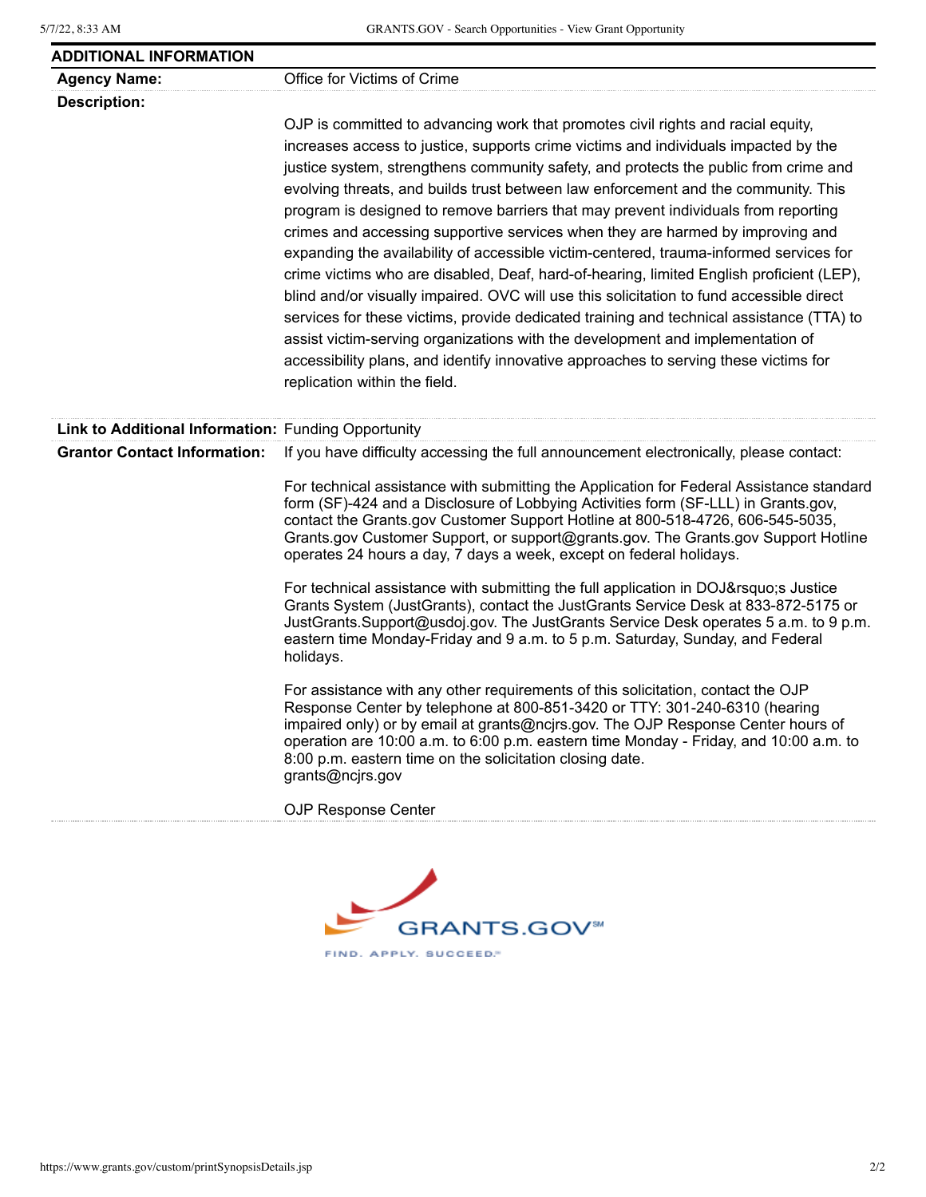## ADDITIONAL INFORMATION

| | |
|---|---|
| **Agency Name:** | Office for Victims of Crime |
| **Description:** | OJP is committed to advancing work that promotes civil rights and racial equity, increases access to justice, supports crime victims and individuals impacted by the justice system, strengthens community safety, and protects the public from crime and evolving threats, and builds trust between law enforcement and the community. This program is designed to remove barriers that may prevent individuals from reporting crimes and accessing supportive services when they are harmed by improving and expanding the availability of accessible victim-centered, trauma-informed services for crime victims who are disabled, Deaf, hard-of-hearing, limited English proficient (LEP), blind and/or visually impaired. OVC will use this solicitation to fund accessible direct services for these victims, provide dedicated training and technical assistance (TTA) to assist victim-serving organizations with the development and implementation of accessibility plans, and identify innovative approaches to serving these victims for replication within the field. |
| **Link to Additional Information:** | Funding Opportunity |
| **Grantor Contact Information:** | If you have difficulty accessing the full announcement electronically, please contact:<br><br>For technical assistance with submitting the Application for Federal Assistance standard form (SF)-424 and a Disclosure of Lobbying Activities form (SF-LLL) in Grants.gov, contact the Grants.gov Customer Support Hotline at 800-518-4726, 606-545-5035, Grants.gov Customer Support, or support@grants.gov. The Grants.gov Support Hotline operates 24 hours a day, 7 days a week, except on federal holidays.<br><br>For technical assistance with submitting the full application in DOJ&rsquo;s Justice Grants System (JustGrants), contact the JustGrants Service Desk at 833-872-5175 or JustGrants.Support@usdoj.gov. The JustGrants Service Desk operates 5 a.m. to 9 p.m. eastern time Monday-Friday and 9 a.m. to 5 p.m. Saturday, Sunday, and Federal holidays.<br><br>For assistance with any other requirements of this solicitation, contact the OJP Response Center by telephone at 800-851-3420 or TTY: 301-240-6310 (hearing impaired only) or by email at grants@ncjrs.gov. The OJP Response Center hours of operation are 10:00 a.m. to 6:00 p.m. eastern time Monday - Friday, and 10:00 a.m. to 8:00 p.m. eastern time on the solicitation closing date.<br>grants@ncjrs.gov<br><br>OJP Response Center |

GRANTS.GOV℠

FIND. APPLY. SUCCEED.℠